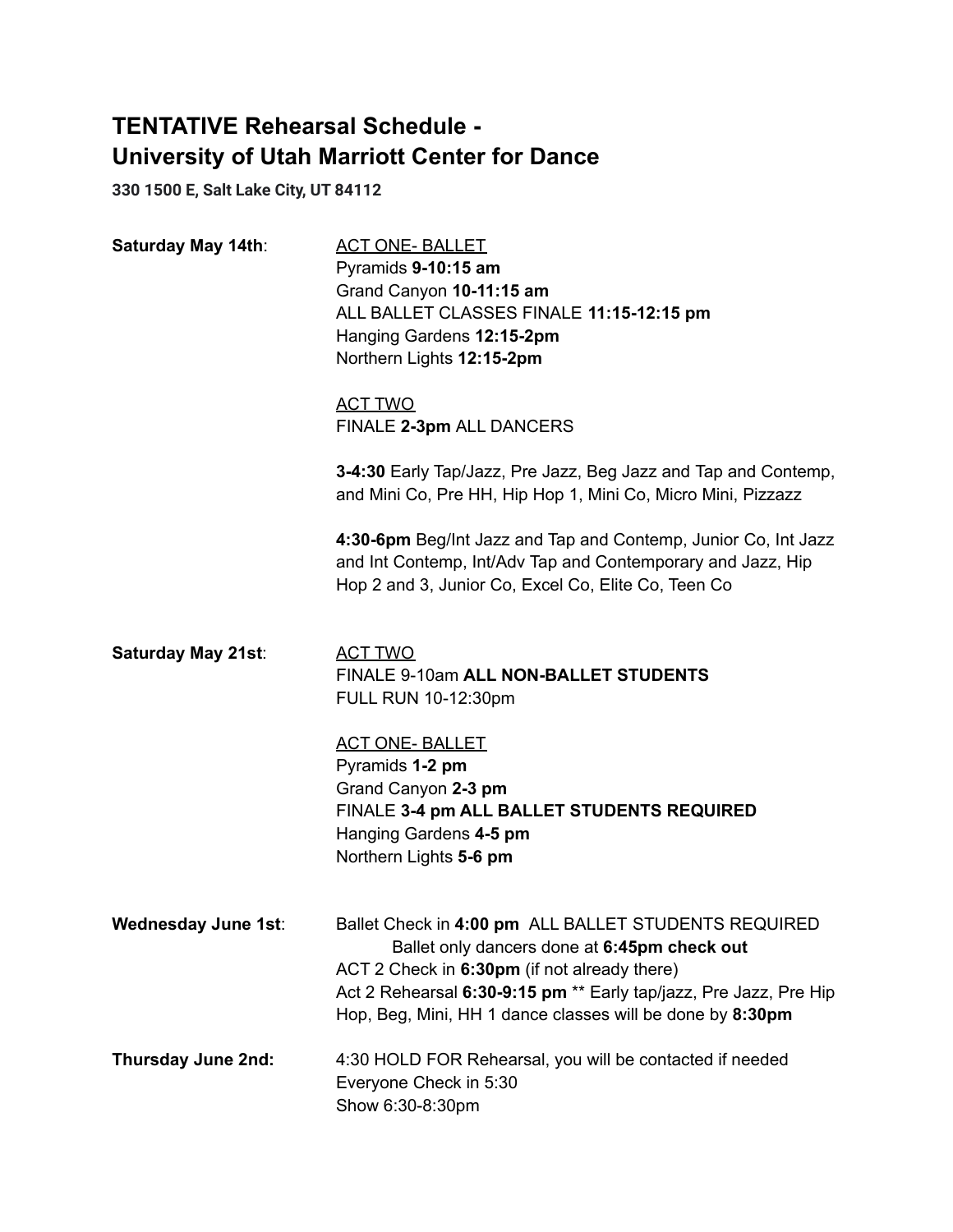# TENTATIVE Rehearsal Schedule - University of Utah Marriott Center for Dance

**330 1500 E, Salt Lake City, UT 84112**

**Saturday May 14th**:

ACT ONE- BALLET
Pyramids **9-10:15 am**
Grand Canyon **10-11:15 am**
ALL BALLET CLASSES FINALE **11:15-12:15 pm**
Hanging Gardens **12:15-2pm**
Northern Lights **12:15-2pm**

ACT TWO
FINALE **2-3pm** ALL DANCERS

**3-4:30** Early Tap/Jazz, Pre Jazz, Beg Jazz and Tap and Contemp, and Mini Co, Pre HH, Hip Hop 1, Mini Co, Micro Mini, Pizzazz

**4:30-6pm** Beg/Int Jazz and Tap and Contemp, Junior Co, Int Jazz and Int Contemp, Int/Adv Tap and Contemporary and Jazz, Hip Hop 2 and 3, Junior Co, Excel Co, Elite Co, Teen Co

**Saturday May 21st**:

ACT TWO
FINALE 9-10am **ALL NON-BALLET STUDENTS**
FULL RUN 10-12:30pm

ACT ONE- BALLET
Pyramids **1-2 pm**
Grand Canyon **2-3 pm**
FINALE **3-4 pm ALL BALLET STUDENTS REQUIRED**
Hanging Gardens **4-5 pm**
Northern Lights **5-6 pm**

**Wednesday June 1st**:

Ballet Check in **4:00 pm** ALL BALLET STUDENTS REQUIRED
Ballet only dancers done at **6:45pm check out**
ACT 2 Check in **6:30pm** (if not already there)
Act 2 Rehearsal **6:30-9:15 pm** ** Early tap/jazz, Pre Jazz, Pre Hip Hop, Beg, Mini, HH 1 dance classes will be done by **8:30pm**

**Thursday June 2nd:**

4:30 HOLD FOR Rehearsal, you will be contacted if needed
Everyone Check in 5:30
Show 6:30-8:30pm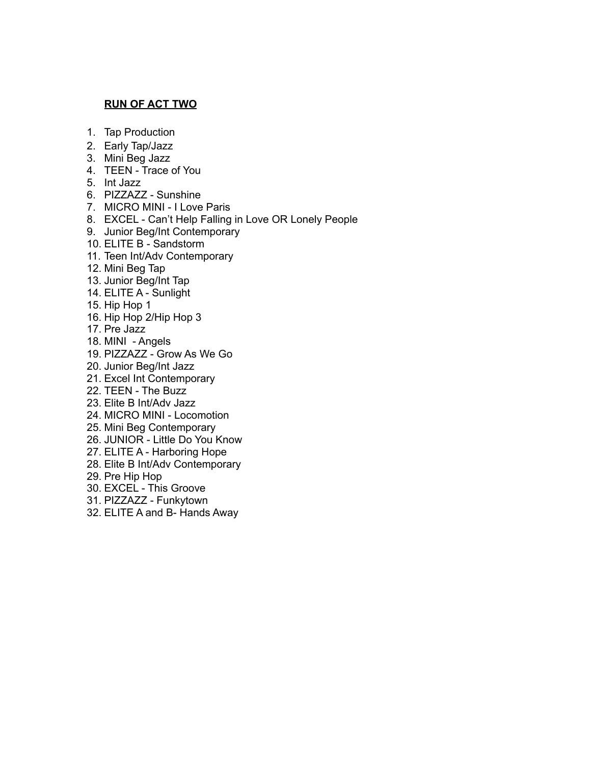**RUN OF ACT TWO**

1. Tap Production
2. Early Tap/Jazz
3. Mini Beg Jazz
4. TEEN - Trace of You
5. Int Jazz
6. PIZZAZZ - Sunshine
7. MICRO MINI - I Love Paris
8. EXCEL - Can't Help Falling in Love OR Lonely People
9. Junior Beg/Int Contemporary
10. ELITE B - Sandstorm
11. Teen Int/Adv Contemporary
12. Mini Beg Tap
13. Junior Beg/Int Tap
14. ELITE A - Sunlight
15. Hip Hop 1
16. Hip Hop 2/Hip Hop 3
17. Pre Jazz
18. MINI - Angels
19. PIZZAZZ - Grow As We Go
20. Junior Beg/Int Jazz
21. Excel Int Contemporary
22. TEEN - The Buzz
23. Elite B Int/Adv Jazz
24. MICRO MINI - Locomotion
25. Mini Beg Contemporary
26. JUNIOR - Little Do You Know
27. ELITE A - Harboring Hope
28. Elite B Int/Adv Contemporary
29. Pre Hip Hop
30. EXCEL - This Groove
31. PIZZAZZ - Funkytown
32. ELITE A and B- Hands Away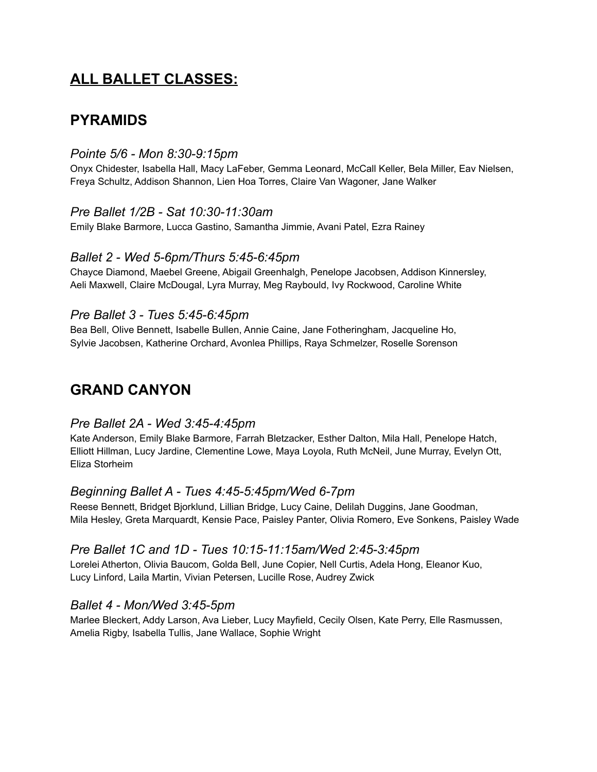# **ALL BALLET CLASSES:**

## PYRAMIDS

### *Pointe 5/6 - Mon 8:30-9:15pm*
Onyx Chidester, Isabella Hall, Macy LaFeber, Gemma Leonard, McCall Keller, Bela Miller, Eav Nielsen, Freya Schultz, Addison Shannon, Lien Hoa Torres, Claire Van Wagoner, Jane Walker

### *Pre Ballet 1/2B - Sat 10:30-11:30am*
Emily Blake Barmore, Lucca Gastino, Samantha Jimmie, Avani Patel, Ezra Rainey

### *Ballet 2 - Wed 5-6pm/Thurs 5:45-6:45pm*
Chayce Diamond, Maebel Greene, Abigail Greenhalgh, Penelope Jacobsen, Addison Kinnersley, Aeli Maxwell, Claire McDougal, Lyra Murray, Meg Raybould, Ivy Rockwood, Caroline White

### *Pre Ballet 3 - Tues 5:45-6:45pm*
Bea Bell, Olive Bennett, Isabelle Bullen, Annie Caine, Jane Fotheringham, Jacqueline Ho, Sylvie Jacobsen, Katherine Orchard, Avonlea Phillips, Raya Schmelzer, Roselle Sorenson

## GRAND CANYON

### *Pre Ballet 2A - Wed 3:45-4:45pm*
Kate Anderson, Emily Blake Barmore, Farrah Bletzacker, Esther Dalton, Mila Hall, Penelope Hatch, Elliott Hillman, Lucy Jardine, Clementine Lowe, Maya Loyola, Ruth McNeil, June Murray, Evelyn Ott, Eliza Storheim

### *Beginning Ballet A - Tues 4:45-5:45pm/Wed 6-7pm*
Reese Bennett, Bridget Bjorklund, Lillian Bridge, Lucy Caine, Delilah Duggins, Jane Goodman, Mila Hesley, Greta Marquardt, Kensie Pace, Paisley Panter, Olivia Romero, Eve Sonkens, Paisley Wade

### *Pre Ballet 1C and 1D - Tues 10:15-11:15am/Wed 2:45-3:45pm*
Lorelei Atherton, Olivia Baucom, Golda Bell, June Copier, Nell Curtis, Adela Hong, Eleanor Kuo, Lucy Linford, Laila Martin, Vivian Petersen, Lucille Rose, Audrey Zwick

### *Ballet 4 - Mon/Wed 3:45-5pm*
Marlee Bleckert, Addy Larson, Ava Lieber, Lucy Mayfield, Cecily Olsen, Kate Perry, Elle Rasmussen, Amelia Rigby, Isabella Tullis, Jane Wallace, Sophie Wright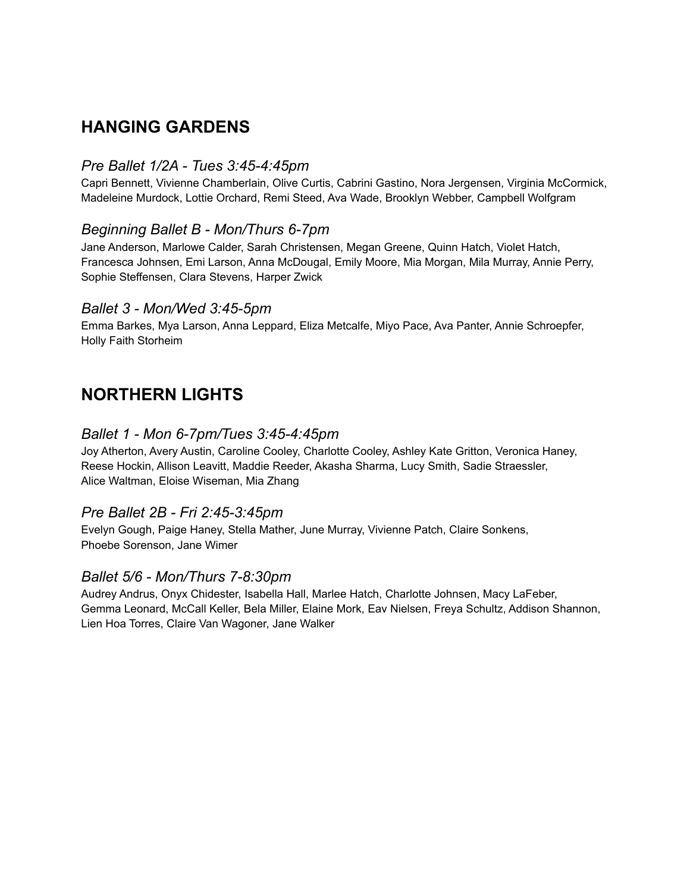## HANGING GARDENS

### *Pre Ballet 1/2A - Tues 3:45-4:45pm*

Capri Bennett, Vivienne Chamberlain, Olive Curtis, Cabrini Gastino, Nora Jergensen, Virginia McCormick, Madeleine Murdock, Lottie Orchard, Remi Steed, Ava Wade, Brooklyn Webber, Campbell Wolfgram

### *Beginning Ballet B - Mon/Thurs 6-7pm*

Jane Anderson, Marlowe Calder, Sarah Christensen, Megan Greene, Quinn Hatch, Violet Hatch, Francesca Johnsen, Emi Larson, Anna McDougal, Emily Moore, Mia Morgan, Mila Murray, Annie Perry, Sophie Steffensen, Clara Stevens, Harper Zwick

### *Ballet 3 - Mon/Wed 3:45-5pm*

Emma Barkes, Mya Larson, Anna Leppard, Eliza Metcalfe, Miyo Pace, Ava Panter, Annie Schroepfer, Holly Faith Storheim

## NORTHERN LIGHTS

### *Ballet 1 - Mon 6-7pm/Tues 3:45-4:45pm*

Joy Atherton, Avery Austin, Caroline Cooley, Charlotte Cooley, Ashley Kate Gritton, Veronica Haney, Reese Hockin, Allison Leavitt, Maddie Reeder, Akasha Sharma, Lucy Smith, Sadie Straessler, Alice Waltman, Eloise Wiseman, Mia Zhang

### *Pre Ballet 2B - Fri 2:45-3:45pm*

Evelyn Gough, Paige Haney, Stella Mather, June Murray, Vivienne Patch, Claire Sonkens, Phoebe Sorenson, Jane Wimer

### *Ballet 5/6 - Mon/Thurs 7-8:30pm*

Audrey Andrus, Onyx Chidester, Isabella Hall, Marlee Hatch, Charlotte Johnsen, Macy LaFeber, Gemma Leonard, McCall Keller, Bela Miller, Elaine Mork, Eav Nielsen, Freya Schultz, Addison Shannon, Lien Hoa Torres, Claire Van Wagoner, Jane Walker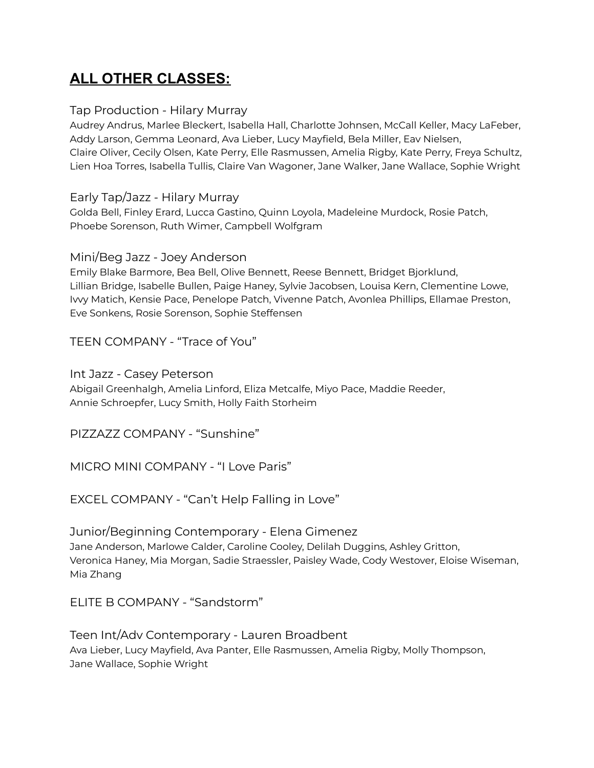## **ALL OTHER CLASSES:**

Tap Production - Hilary Murray
Audrey Andrus, Marlee Bleckert, Isabella Hall, Charlotte Johnsen, McCall Keller, Macy LaFeber, Addy Larson, Gemma Leonard, Ava Lieber, Lucy Mayfield, Bela Miller, Eav Nielsen, Claire Oliver, Cecily Olsen, Kate Perry, Elle Rasmussen, Amelia Rigby, Kate Perry, Freya Schultz, Lien Hoa Torres, Isabella Tullis, Claire Van Wagoner, Jane Walker, Jane Wallace, Sophie Wright

Early Tap/Jazz - Hilary Murray
Golda Bell, Finley Erard, Lucca Gastino, Quinn Loyola, Madeleine Murdock, Rosie Patch, Phoebe Sorenson, Ruth Wimer, Campbell Wolfgram

Mini/Beg Jazz - Joey Anderson
Emily Blake Barmore, Bea Bell, Olive Bennett, Reese Bennett, Bridget Bjorklund, Lillian Bridge, Isabelle Bullen, Paige Haney, Sylvie Jacobsen, Louisa Kern, Clementine Lowe, Ivvy Matich, Kensie Pace, Penelope Patch, Vivenne Patch, Avonlea Phillips, Ellamae Preston, Eve Sonkens, Rosie Sorenson, Sophie Steffensen

TEEN COMPANY - “Trace of You”

Int Jazz - Casey Peterson
Abigail Greenhalgh, Amelia Linford, Eliza Metcalfe, Miyo Pace, Maddie Reeder, Annie Schroepfer, Lucy Smith, Holly Faith Storheim

PIZZAZZ COMPANY - “Sunshine”

MICRO MINI COMPANY - “I Love Paris”

EXCEL COMPANY - “Can’t Help Falling in Love”

Junior/Beginning Contemporary - Elena Gimenez
Jane Anderson, Marlowe Calder, Caroline Cooley, Delilah Duggins, Ashley Gritton, Veronica Haney, Mia Morgan, Sadie Straessler, Paisley Wade, Cody Westover, Eloise Wiseman, Mia Zhang

ELITE B COMPANY - “Sandstorm”

Teen Int/Adv Contemporary - Lauren Broadbent
Ava Lieber, Lucy Mayfield, Ava Panter, Elle Rasmussen, Amelia Rigby, Molly Thompson, Jane Wallace, Sophie Wright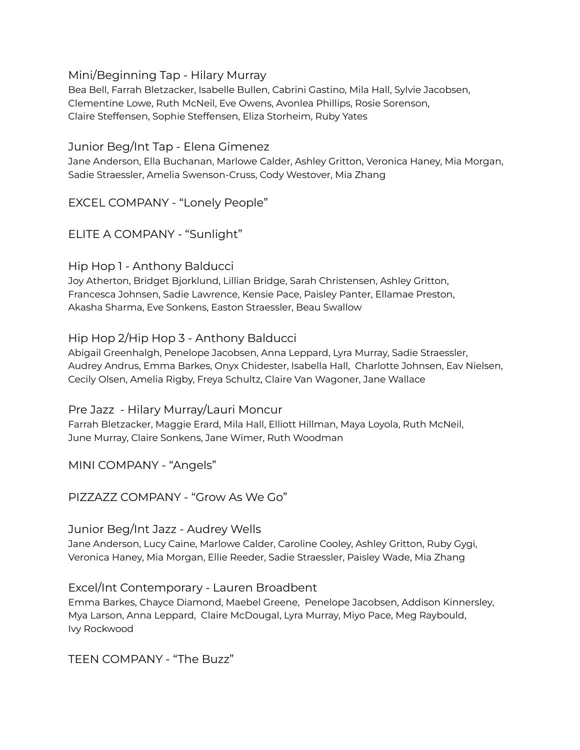Mini/Beginning Tap - Hilary Murray
Bea Bell, Farrah Bletzacker, Isabelle Bullen, Cabrini Gastino, Mila Hall, Sylvie Jacobsen, Clementine Lowe, Ruth McNeil, Eve Owens, Avonlea Phillips, Rosie Sorenson, Claire Steffensen, Sophie Steffensen, Eliza Storheim, Ruby Yates

Junior Beg/Int Tap - Elena Gimenez
Jane Anderson, Ella Buchanan, Marlowe Calder, Ashley Gritton, Veronica Haney, Mia Morgan, Sadie Straessler, Amelia Swenson-Cruss, Cody Westover, Mia Zhang

EXCEL COMPANY - “Lonely People”

ELITE A COMPANY - “Sunlight”

Hip Hop 1 - Anthony Balducci
Joy Atherton, Bridget Bjorklund, Lillian Bridge, Sarah Christensen, Ashley Gritton, Francesca Johnsen, Sadie Lawrence, Kensie Pace, Paisley Panter, Ellamae Preston, Akasha Sharma, Eve Sonkens, Easton Straessler, Beau Swallow

Hip Hop 2/Hip Hop 3 - Anthony Balducci
Abigail Greenhalgh, Penelope Jacobsen, Anna Leppard, Lyra Murray, Sadie Straessler, Audrey Andrus, Emma Barkes, Onyx Chidester, Isabella Hall, Charlotte Johnsen, Eav Nielsen, Cecily Olsen, Amelia Rigby, Freya Schultz, Claire Van Wagoner, Jane Wallace

Pre Jazz - Hilary Murray/Lauri Moncur
Farrah Bletzacker, Maggie Erard, Mila Hall, Elliott Hillman, Maya Loyola, Ruth McNeil, June Murray, Claire Sonkens, Jane Wimer, Ruth Woodman

MINI COMPANY - “Angels”

PIZZAZZ COMPANY - “Grow As We Go”

Junior Beg/Int Jazz - Audrey Wells
Jane Anderson, Lucy Caine, Marlowe Calder, Caroline Cooley, Ashley Gritton, Ruby Gygi, Veronica Haney, Mia Morgan, Ellie Reeder, Sadie Straessler, Paisley Wade, Mia Zhang

Excel/Int Contemporary - Lauren Broadbent
Emma Barkes, Chayce Diamond, Maebel Greene, Penelope Jacobsen, Addison Kinnersley, Mya Larson, Anna Leppard, Claire McDougal, Lyra Murray, Miyo Pace, Meg Raybould, Ivy Rockwood

TEEN COMPANY - “The Buzz”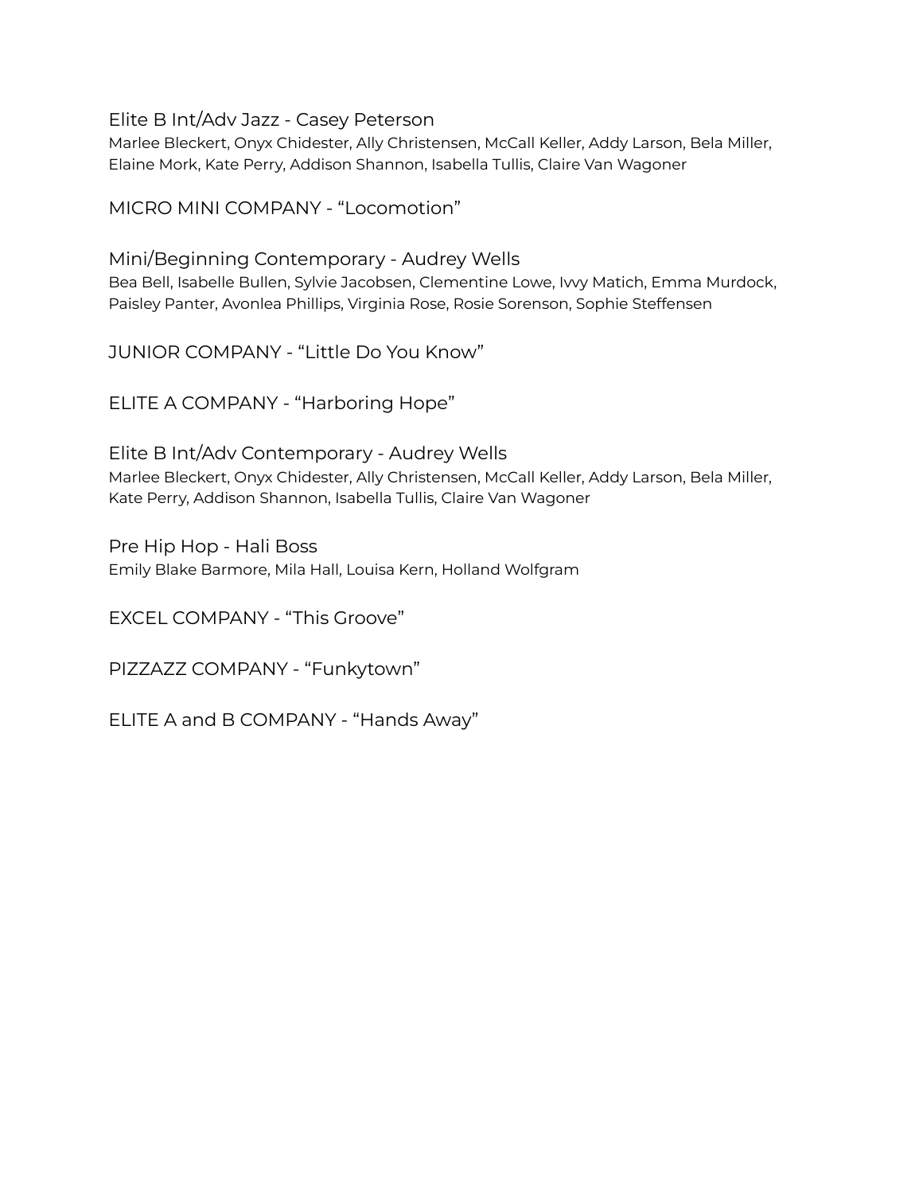Elite B Int/Adv Jazz - Casey Peterson

Marlee Bleckert, Onyx Chidester, Ally Christensen, McCall Keller, Addy Larson, Bela Miller, Elaine Mork, Kate Perry, Addison Shannon, Isabella Tullis, Claire Van Wagoner

MICRO MINI COMPANY - “Locomotion”

Mini/Beginning Contemporary - Audrey Wells

Bea Bell, Isabelle Bullen, Sylvie Jacobsen, Clementine Lowe, Ivvy Matich, Emma Murdock, Paisley Panter, Avonlea Phillips, Virginia Rose, Rosie Sorenson, Sophie Steffensen

JUNIOR COMPANY - “Little Do You Know”

ELITE A COMPANY - “Harboring Hope”

Elite B Int/Adv Contemporary - Audrey Wells

Marlee Bleckert, Onyx Chidester, Ally Christensen, McCall Keller, Addy Larson, Bela Miller, Kate Perry, Addison Shannon, Isabella Tullis, Claire Van Wagoner

Pre Hip Hop - Hali Boss

Emily Blake Barmore, Mila Hall, Louisa Kern, Holland Wolfgram

EXCEL COMPANY - “This Groove”

PIZZAZZ COMPANY - “Funkytown”

ELITE A and B COMPANY - “Hands Away”